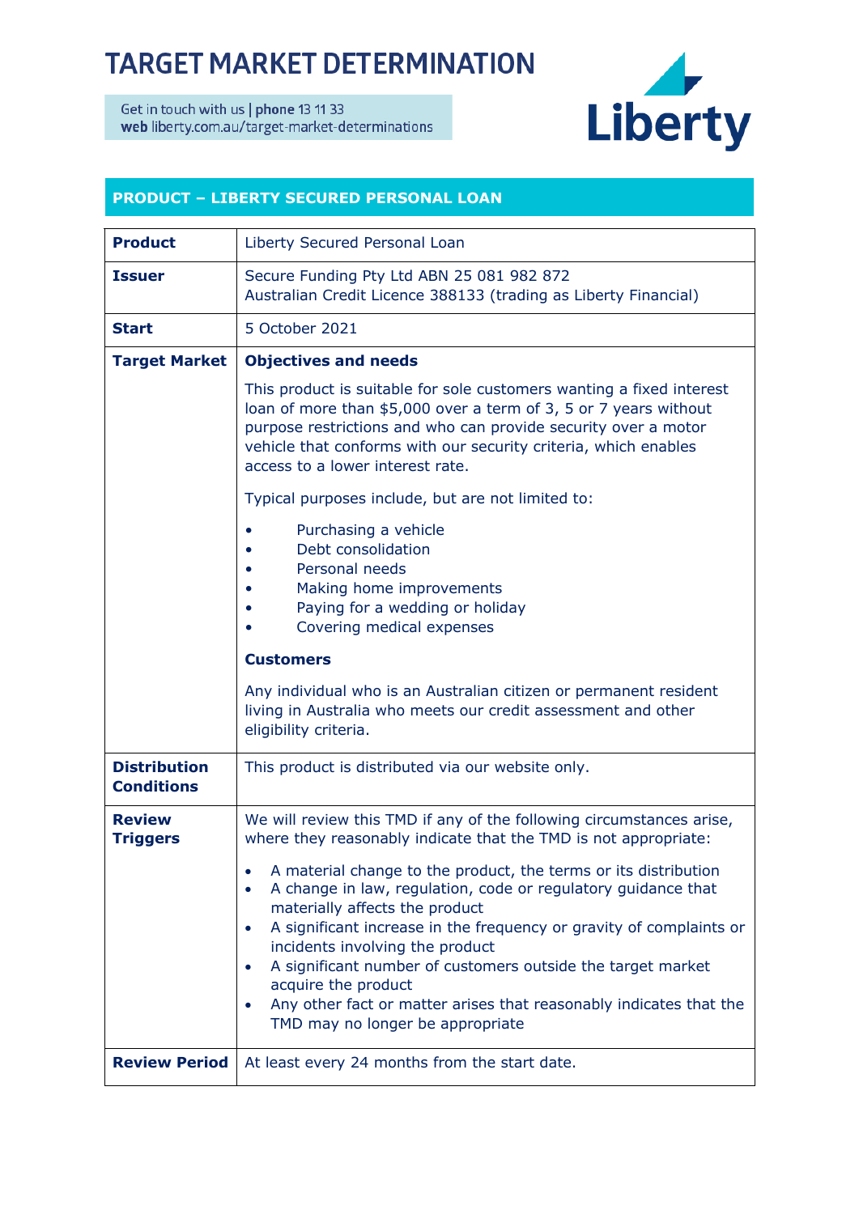# TARGET MARKET DETERMINATION

Get in touch with us | **phone** 13 11 33
**web** liberty.com.au/target-market-determinations

## PRODUCT – LIBERTY SECURED PERSONAL LOAN

| | |
|---|---|
| **Product** | Liberty Secured Personal Loan |
| **Issuer** | Secure Funding Pty Ltd ABN 25 081 982 872<br>Australian Credit Licence 388133 (trading as Liberty Financial) |
| **Start** | 5 October 2021 |
| **Target Market** | **Objectives and needs**<br><br>This product is suitable for sole customers wanting a fixed interest loan of more than $5,000 over a term of 3, 5 or 7 years without purpose restrictions and who can provide security over a motor vehicle that conforms with our security criteria, which enables access to a lower interest rate.<br><br>Typical purposes include, but are not limited to:<br><br>• Purchasing a vehicle<br>• Debt consolidation<br>• Personal needs<br>• Making home improvements<br>• Paying for a wedding or holiday<br>• Covering medical expenses<br><br>**Customers**<br><br>Any individual who is an Australian citizen or permanent resident living in Australia who meets our credit assessment and other eligibility criteria. |
| **Distribution Conditions** | This product is distributed via our website only. |
| **Review Triggers** | We will review this TMD if any of the following circumstances arise, where they reasonably indicate that the TMD is not appropriate:<br><br>• A material change to the product, the terms or its distribution<br>• A change in law, regulation, code or regulatory guidance that materially affects the product<br>• A significant increase in the frequency or gravity of complaints or incidents involving the product<br>• A significant number of customers outside the target market acquire the product<br>• Any other fact or matter arises that reasonably indicates that the TMD may no longer be appropriate |
| **Review Period** | At least every 24 months from the start date. |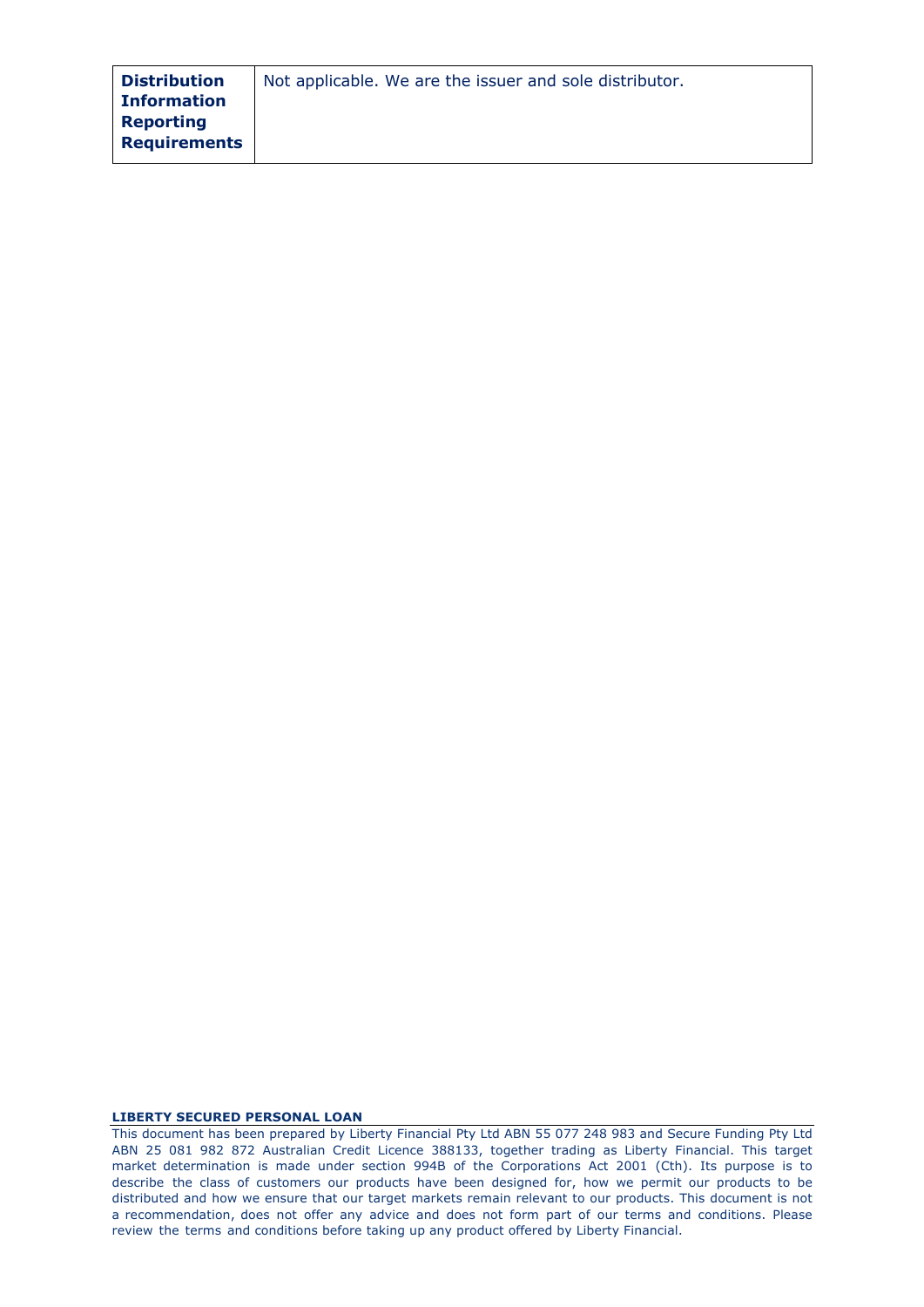| | |
|---|---|
| **Distribution Information Reporting Requirements** | Not applicable. We are the issuer and sole distributor. |